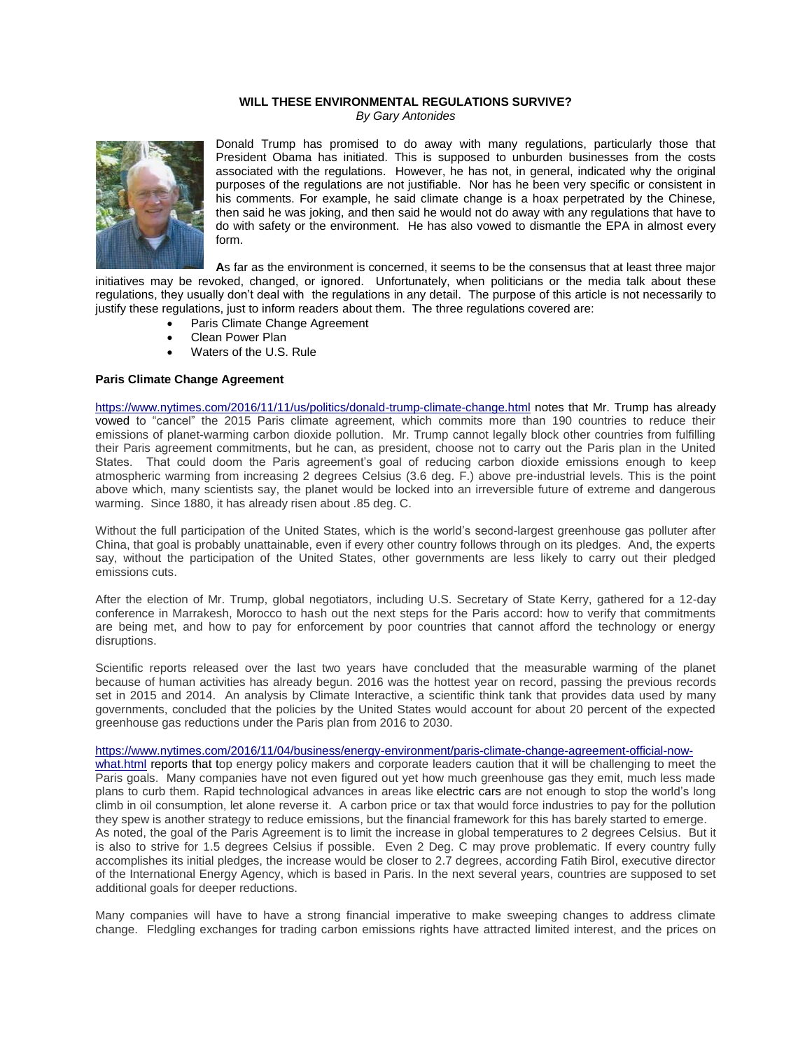**WILL THESE ENVIRONMENTAL REGULATIONS SURVIVE?**

*By Gary Antonides*

Donald Trump has promised to do away with many regulations, particularly those that President Obama has initiated. This is supposed to unburden businesses from the costs associated with the regulations. However, he has not, in general, indicated why the original purposes of the regulations are not justifiable. Nor has he been very specific or consistent in his comments. For example, he said climate change is a hoax perpetrated by the Chinese, then said he was joking, and then said he would not do away with any regulations that have to do with safety or the environment. He has also vowed to dismantle the EPA in almost every form.

**A**s far as the environment is concerned, it seems to be the consensus that at least three major initiatives may be revoked, changed, or ignored. Unfortunately, when politicians or the media talk about these regulations, they usually don't deal with the regulations in any detail. The purpose of this article is not necessarily to justify these regulations, just to inform readers about them. The three regulations covered are:

- Paris Climate Change Agreement
- Clean Power Plan
- Waters of the U.S. Rule

**Paris Climate Change Agreement**

https://www.nytimes.com/2016/11/11/us/politics/donald-trump-climate-change.html notes that Mr. Trump has already vowed to "cancel" the 2015 Paris climate agreement, which commits more than 190 countries to reduce their emissions of planet-warming carbon dioxide pollution. Mr. Trump cannot legally block other countries from fulfilling their Paris agreement commitments, but he can, as president, choose not to carry out the Paris plan in the United States. That could doom the Paris agreement's goal of reducing carbon dioxide emissions enough to keep atmospheric warming from increasing 2 degrees Celsius (3.6 deg. F.) above pre-industrial levels. This is the point above which, many scientists say, the planet would be locked into an irreversible future of extreme and dangerous warming. Since 1880, it has already risen about .85 deg. C.

Without the full participation of the United States, which is the world's second-largest greenhouse gas polluter after China, that goal is probably unattainable, even if every other country follows through on its pledges. And, the experts say, without the participation of the United States, other governments are less likely to carry out their pledged emissions cuts.

After the election of Mr. Trump, global negotiators, including U.S. Secretary of State Kerry, gathered for a 12-day conference in Marrakesh, Morocco to hash out the next steps for the Paris accord: how to verify that commitments are being met, and how to pay for enforcement by poor countries that cannot afford the technology or energy disruptions.

Scientific reports released over the last two years have concluded that the measurable warming of the planet because of human activities has already begun. 2016 was the hottest year on record, passing the previous records set in 2015 and 2014. An analysis by Climate Interactive, a scientific think tank that provides data used by many governments, concluded that the policies by the United States would account for about 20 percent of the expected greenhouse gas reductions under the Paris plan from 2016 to 2030.

https://www.nytimes.com/2016/11/04/business/energy-environment/paris-climate-change-agreement-official-now-what.html reports that top energy policy makers and corporate leaders caution that it will be challenging to meet the Paris goals. Many companies have not even figured out yet how much greenhouse gas they emit, much less made plans to curb them. Rapid technological advances in areas like electric cars are not enough to stop the world's long climb in oil consumption, let alone reverse it. A carbon price or tax that would force industries to pay for the pollution they spew is another strategy to reduce emissions, but the financial framework for this has barely started to emerge.

As noted, the goal of the Paris Agreement is to limit the increase in global temperatures to 2 degrees Celsius. But it is also to strive for 1.5 degrees Celsius if possible. Even 2 Deg. C may prove problematic. If every country fully accomplishes its initial pledges, the increase would be closer to 2.7 degrees, according Fatih Birol, executive director of the International Energy Agency, which is based in Paris. In the next several years, countries are supposed to set additional goals for deeper reductions.

Many companies will have to have a strong financial imperative to make sweeping changes to address climate change. Fledgling exchanges for trading carbon emissions rights have attracted limited interest, and the prices on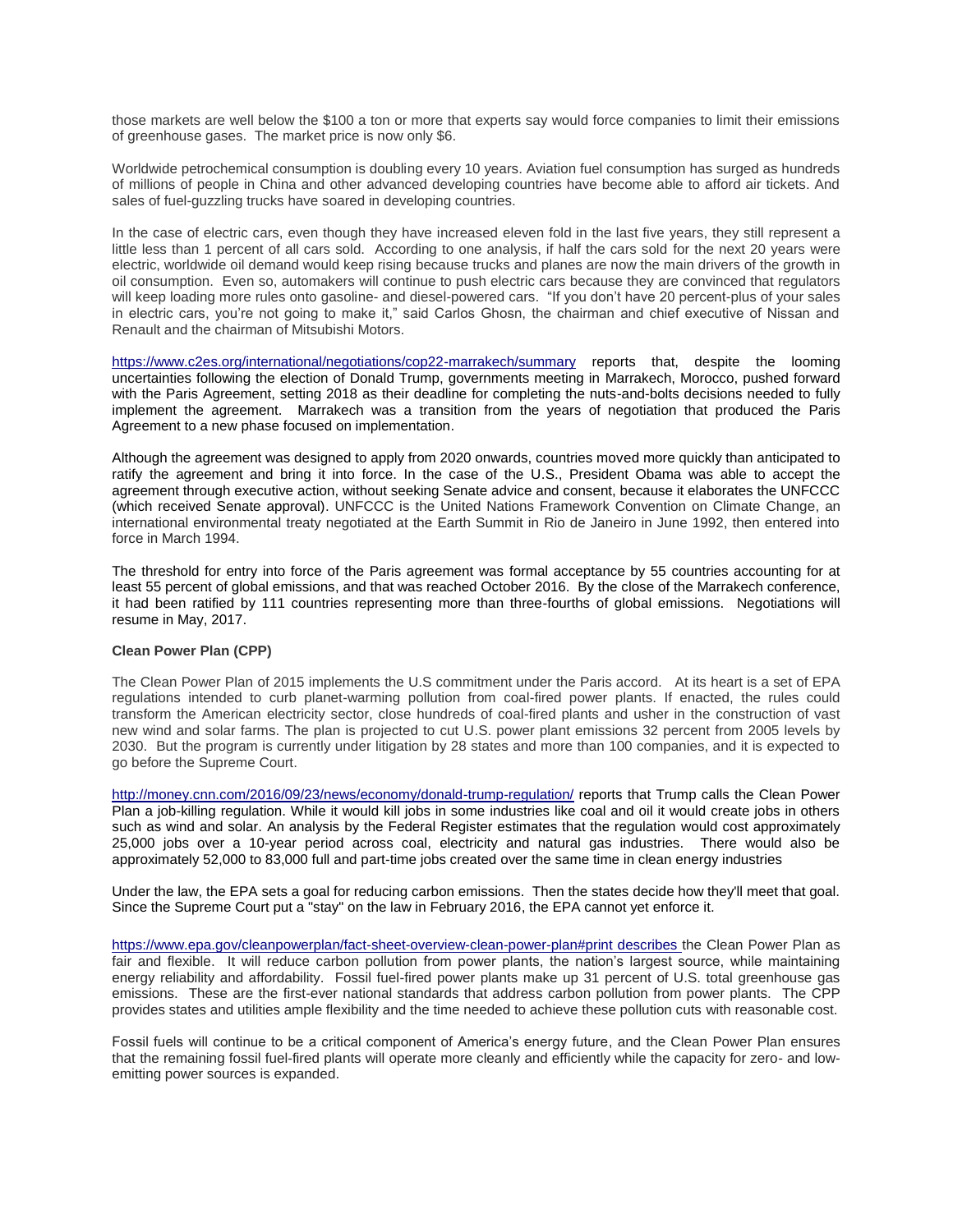those markets are well below the $100 a ton or more that experts say would force companies to limit their emissions of greenhouse gases. The market price is now only $6.

Worldwide petrochemical consumption is doubling every 10 years. Aviation fuel consumption has surged as hundreds of millions of people in China and other advanced developing countries have become able to afford air tickets. And sales of fuel-guzzling trucks have soared in developing countries.

In the case of electric cars, even though they have increased eleven fold in the last five years, they still represent a little less than 1 percent of all cars sold. According to one analysis, if half the cars sold for the next 20 years were electric, worldwide oil demand would keep rising because trucks and planes are now the main drivers of the growth in oil consumption. Even so, automakers will continue to push electric cars because they are convinced that regulators will keep loading more rules onto gasoline- and diesel-powered cars. "If you don't have 20 percent-plus of your sales in electric cars, you're not going to make it," said Carlos Ghosn, the chairman and chief executive of Nissan and Renault and the chairman of Mitsubishi Motors.

https://www.c2es.org/international/negotiations/cop22-marrakech/summary reports that, despite the looming uncertainties following the election of Donald Trump, governments meeting in Marrakech, Morocco, pushed forward with the Paris Agreement, setting 2018 as their deadline for completing the nuts-and-bolts decisions needed to fully implement the agreement. Marrakech was a transition from the years of negotiation that produced the Paris Agreement to a new phase focused on implementation.

Although the agreement was designed to apply from 2020 onwards, countries moved more quickly than anticipated to ratify the agreement and bring it into force. In the case of the U.S., President Obama was able to accept the agreement through executive action, without seeking Senate advice and consent, because it elaborates the UNFCCC (which received Senate approval). UNFCCC is the United Nations Framework Convention on Climate Change, an international environmental treaty negotiated at the Earth Summit in Rio de Janeiro in June 1992, then entered into force in March 1994.

The threshold for entry into force of the Paris agreement was formal acceptance by 55 countries accounting for at least 55 percent of global emissions, and that was reached October 2016. By the close of the Marrakech conference, it had been ratified by 111 countries representing more than three-fourths of global emissions. Negotiations will resume in May, 2017.

**Clean Power Plan (CPP)**

The Clean Power Plan of 2015 implements the U.S commitment under the Paris accord. At its heart is a set of EPA regulations intended to curb planet-warming pollution from coal-fired power plants. If enacted, the rules could transform the American electricity sector, close hundreds of coal-fired plants and usher in the construction of vast new wind and solar farms. The plan is projected to cut U.S. power plant emissions 32 percent from 2005 levels by 2030. But the program is currently under litigation by 28 states and more than 100 companies, and it is expected to go before the Supreme Court.

http://money.cnn.com/2016/09/23/news/economy/donald-trump-regulation/ reports that Trump calls the Clean Power Plan a job-killing regulation. While it would kill jobs in some industries like coal and oil it would create jobs in others such as wind and solar. An analysis by the Federal Register estimates that the regulation would cost approximately 25,000 jobs over a 10-year period across coal, electricity and natural gas industries. There would also be approximately 52,000 to 83,000 full and part-time jobs created over the same time in clean energy industries

Under the law, the EPA sets a goal for reducing carbon emissions. Then the states decide how they'll meet that goal. Since the Supreme Court put a "stay" on the law in February 2016, the EPA cannot yet enforce it.

https://www.epa.gov/cleanpowerplan/fact-sheet-overview-clean-power-plan#print describes the Clean Power Plan as fair and flexible. It will reduce carbon pollution from power plants, the nation's largest source, while maintaining energy reliability and affordability. Fossil fuel-fired power plants make up 31 percent of U.S. total greenhouse gas emissions. These are the first-ever national standards that address carbon pollution from power plants. The CPP provides states and utilities ample flexibility and the time needed to achieve these pollution cuts with reasonable cost.

Fossil fuels will continue to be a critical component of America's energy future, and the Clean Power Plan ensures that the remaining fossil fuel-fired plants will operate more cleanly and efficiently while the capacity for zero- and low-emitting power sources is expanded.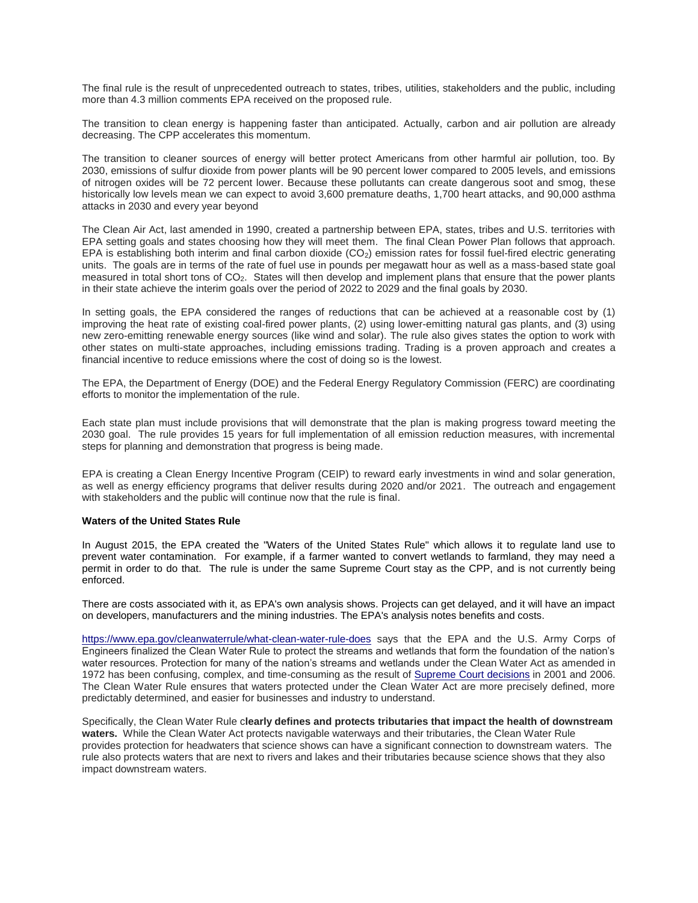The final rule is the result of unprecedented outreach to states, tribes, utilities, stakeholders and the public, including more than 4.3 million comments EPA received on the proposed rule.

The transition to clean energy is happening faster than anticipated. Actually, carbon and air pollution are already decreasing. The CPP accelerates this momentum.

The transition to cleaner sources of energy will better protect Americans from other harmful air pollution, too. By 2030, emissions of sulfur dioxide from power plants will be 90 percent lower compared to 2005 levels, and emissions of nitrogen oxides will be 72 percent lower. Because these pollutants can create dangerous soot and smog, these historically low levels mean we can expect to avoid 3,600 premature deaths, 1,700 heart attacks, and 90,000 asthma attacks in 2030 and every year beyond

The Clean Air Act, last amended in 1990, created a partnership between EPA, states, tribes and U.S. territories with EPA setting goals and states choosing how they will meet them. The final Clean Power Plan follows that approach. EPA is establishing both interim and final carbon dioxide ($CO_2$) emission rates for fossil fuel-fired electric generating units. The goals are in terms of the rate of fuel use in pounds per megawatt hour as well as a mass-based state goal measured in total short tons of $CO_2$. States will then develop and implement plans that ensure that the power plants in their state achieve the interim goals over the period of 2022 to 2029 and the final goals by 2030.

In setting goals, the EPA considered the ranges of reductions that can be achieved at a reasonable cost by (1) improving the heat rate of existing coal-fired power plants, (2) using lower-emitting natural gas plants, and (3) using new zero-emitting renewable energy sources (like wind and solar). The rule also gives states the option to work with other states on multi-state approaches, including emissions trading. Trading is a proven approach and creates a financial incentive to reduce emissions where the cost of doing so is the lowest.

The EPA, the Department of Energy (DOE) and the Federal Energy Regulatory Commission (FERC) are coordinating efforts to monitor the implementation of the rule.

Each state plan must include provisions that will demonstrate that the plan is making progress toward meeting the 2030 goal. The rule provides 15 years for full implementation of all emission reduction measures, with incremental steps for planning and demonstration that progress is being made.

EPA is creating a Clean Energy Incentive Program (CEIP) to reward early investments in wind and solar generation, as well as energy efficiency programs that deliver results during 2020 and/or 2021. The outreach and engagement with stakeholders and the public will continue now that the rule is final.

**Waters of the United States Rule**

In August 2015, the EPA created the "Waters of the United States Rule" which allows it to regulate land use to prevent water contamination. For example, if a farmer wanted to convert wetlands to farmland, they may need a permit in order to do that. The rule is under the same Supreme Court stay as the CPP, and is not currently being enforced.

There are costs associated with it, as EPA's own analysis shows. Projects can get delayed, and it will have an impact on developers, manufacturers and the mining industries. The EPA's analysis notes benefits and costs.

https://www.epa.gov/cleanwaterrule/what-clean-water-rule-does says that the EPA and the U.S. Army Corps of Engineers finalized the Clean Water Rule to protect the streams and wetlands that form the foundation of the nation's water resources. Protection for many of the nation's streams and wetlands under the Clean Water Act as amended in 1972 has been confusing, complex, and time-consuming as the result of Supreme Court decisions in 2001 and 2006. The Clean Water Rule ensures that waters protected under the Clean Water Act are more precisely defined, more predictably determined, and easier for businesses and industry to understand.

Specifically, the Clean Water Rule c**learly defines and protects tributaries that impact the health of downstream waters.** While the Clean Water Act protects navigable waterways and their tributaries, the Clean Water Rule provides protection for headwaters that science shows can have a significant connection to downstream waters. The rule also protects waters that are next to rivers and lakes and their tributaries because science shows that they also impact downstream waters.